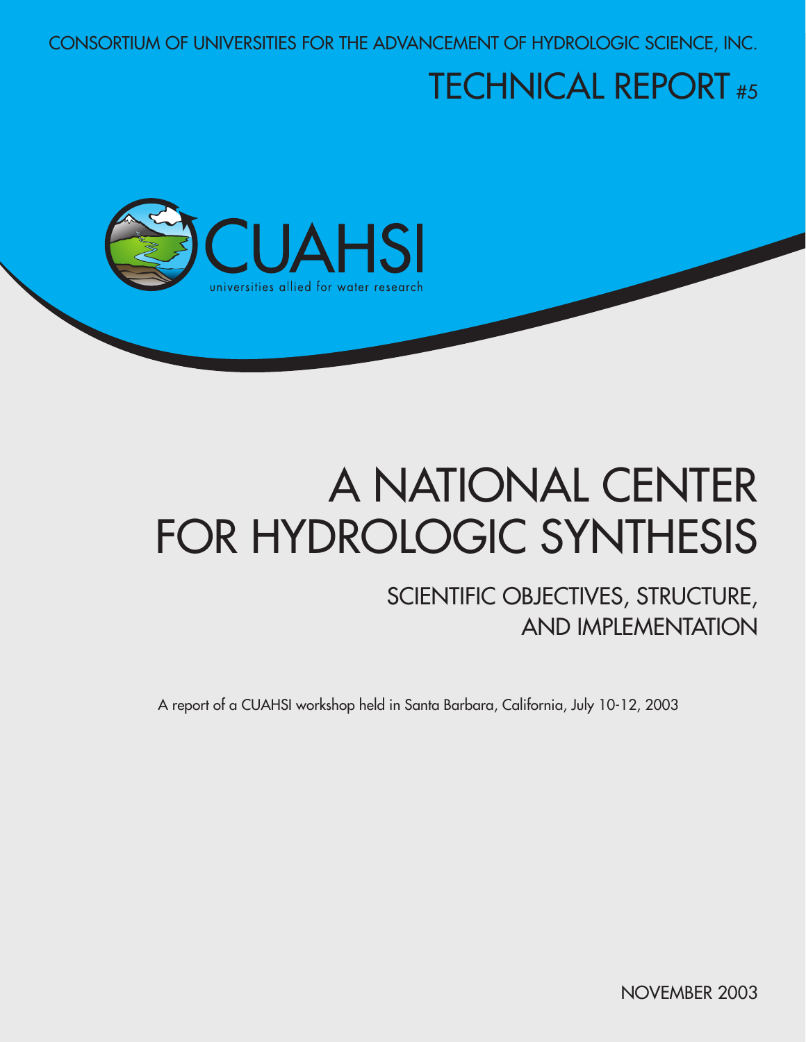CONSORTIUM OF UNIVERSITIES FOR THE ADVANCEMENT OF HYDROLOGIC SCIENCE, INC.

TECHNICAL REPORT #5

CUAHSI

universities allied for water research

# A NATIONAL CENTER FOR HYDROLOGIC SYNTHESIS

## SCIENTIFIC OBJECTIVES, STRUCTURE, AND IMPLEMENTATION

A report of a CUAHSI workshop held in Santa Barbara, California, July 10-12, 2003

NOVEMBER 2003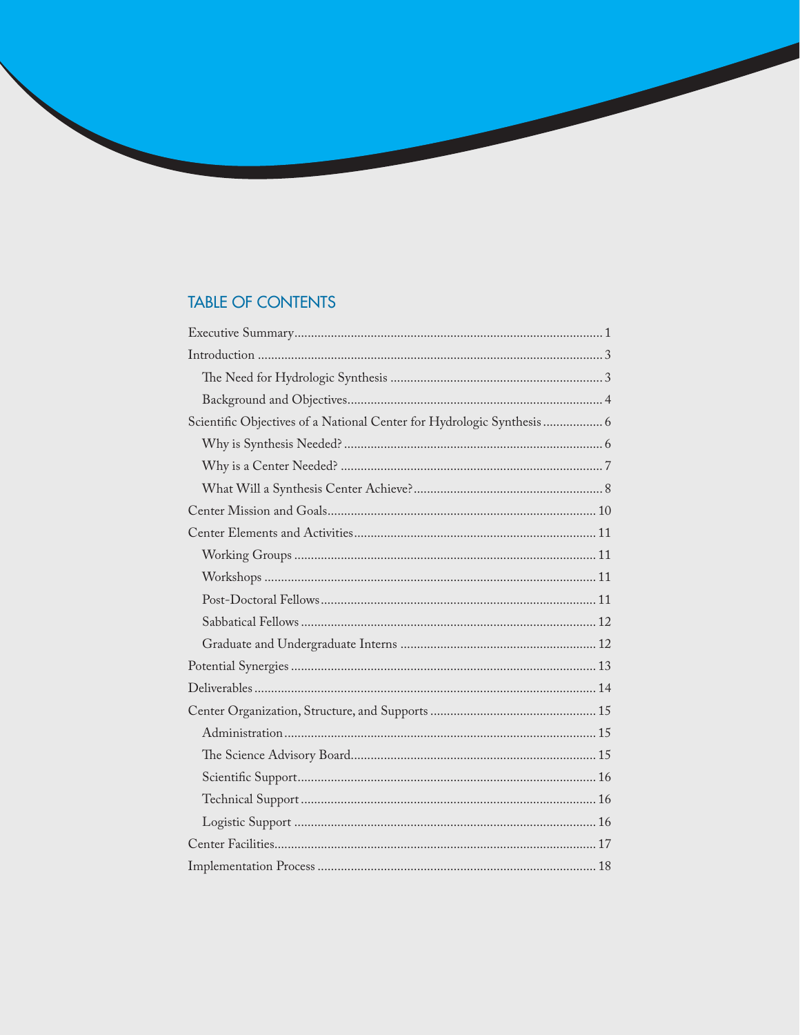## TABLE OF CONTENTS

| | |
|---|---|
| Executive Summary | 1 |
| Introduction | 3 |
| The Need for Hydrologic Synthesis | 3 |
| Background and Objectives | 4 |
| Scientific Objectives of a National Center for Hydrologic Synthesis | 6 |
| Why is Synthesis Needed? | 6 |
| Why is a Center Needed? | 7 |
| What Will a Synthesis Center Achieve? | 8 |
| Center Mission and Goals | 10 |
| Center Elements and Activities | 11 |
| Working Groups | 11 |
| Workshops | 11 |
| Post-Doctoral Fellows | 11 |
| Sabbatical Fellows | 12 |
| Graduate and Undergraduate Interns | 12 |
| Potential Synergies | 13 |
| Deliverables | 14 |
| Center Organization, Structure, and Supports | 15 |
| Administration | 15 |
| The Science Advisory Board | 15 |
| Scientific Support | 16 |
| Technical Support | 16 |
| Logistic Support | 16 |
| Center Facilities | 17 |
| Implementation Process | 18 |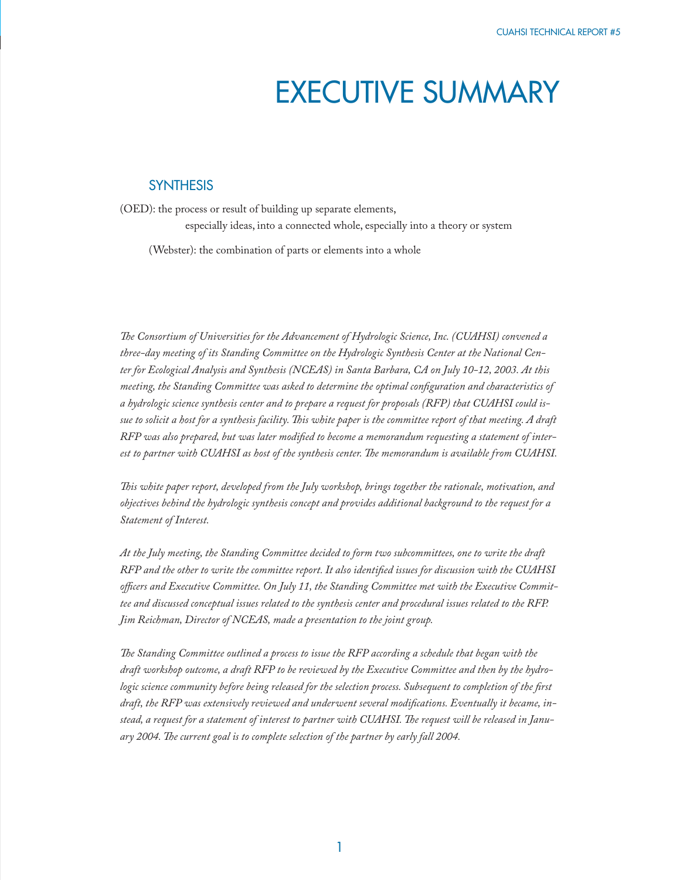# EXECUTIVE SUMMARY

## SYNTHESIS

(OED): the process or result of building up separate elements, especially ideas, into a connected whole, especially into a theory or system

(Webster): the combination of parts or elements into a whole

*The Consortium of Universities for the Advancement of Hydrologic Science, Inc. (CUAHSI) convened a three-day meeting of its Standing Committee on the Hydrologic Synthesis Center at the National Center for Ecological Analysis and Synthesis (NCEAS) in Santa Barbara, CA on July 10-12, 2003. At this meeting, the Standing Committee was asked to determine the optimal configuration and characteristics of a hydrologic science synthesis center and to prepare a request for proposals (RFP) that CUAHSI could issue to solicit a host for a synthesis facility. This white paper is the committee report of that meeting. A draft RFP was also prepared, but was later modified to become a memorandum requesting a statement of interest to partner with CUAHSI as host of the synthesis center. The memorandum is available from CUAHSI.*

*This white paper report, developed from the July workshop, brings together the rationale, motivation, and objectives behind the hydrologic synthesis concept and provides additional background to the request for a Statement of Interest.*

*At the July meeting, the Standing Committee decided to form two subcommittees, one to write the draft RFP and the other to write the committee report. It also identified issues for discussion with the CUAHSI officers and Executive Committee. On July 11, the Standing Committee met with the Executive Committee and discussed conceptual issues related to the synthesis center and procedural issues related to the RFP. Jim Reichman, Director of NCEAS, made a presentation to the joint group.*

*The Standing Committee outlined a process to issue the RFP according a schedule that began with the draft workshop outcome, a draft RFP to be reviewed by the Executive Committee and then by the hydrologic science community before being released for the selection process. Subsequent to completion of the first draft, the RFP was extensively reviewed and underwent several modifications. Eventually it became, instead, a request for a statement of interest to partner with CUAHSI. The request will be released in January 2004. The current goal is to complete selection of the partner by early fall 2004.*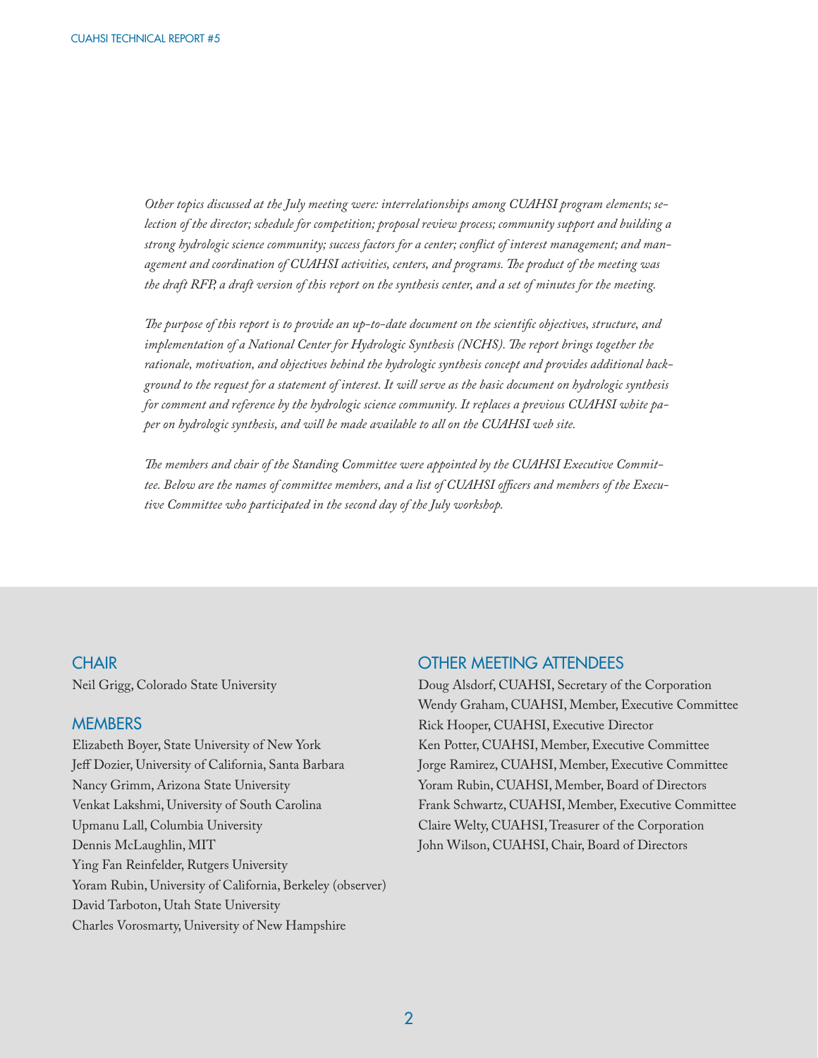*Other topics discussed at the July meeting were: interrelationships among CUAHSI program elements; selection of the director; schedule for competition; proposal review process; community support and building a strong hydrologic science community; success factors for a center; conflict of interest management; and management and coordination of CUAHSI activities, centers, and programs. The product of the meeting was the draft RFP, a draft version of this report on the synthesis center, and a set of minutes for the meeting.*

*The purpose of this report is to provide an up-to-date document on the scientific objectives, structure, and implementation of a National Center for Hydrologic Synthesis (NCHS). The report brings together the rationale, motivation, and objectives behind the hydrologic synthesis concept and provides additional background to the request for a statement of interest. It will serve as the basic document on hydrologic synthesis for comment and reference by the hydrologic science community. It replaces a previous CUAHSI white paper on hydrologic synthesis, and will be made available to all on the CUAHSI web site.*

*The members and chair of the Standing Committee were appointed by the CUAHSI Executive Committee. Below are the names of committee members, and a list of CUAHSI officers and members of the Executive Committee who participated in the second day of the July workshop.*

## CHAIR

Neil Grigg, Colorado State University

## MEMBERS

Elizabeth Boyer, State University of New York
Jeff Dozier, University of California, Santa Barbara
Nancy Grimm, Arizona State University
Venkat Lakshmi, University of South Carolina
Upmanu Lall, Columbia University
Dennis McLaughlin, MIT
Ying Fan Reinfelder, Rutgers University
Yoram Rubin, University of California, Berkeley (observer)
David Tarboton, Utah State University
Charles Vorosmarty, University of New Hampshire

## OTHER MEETING ATTENDEES

Doug Alsdorf, CUAHSI, Secretary of the Corporation
Wendy Graham, CUAHSI, Member, Executive Committee
Rick Hooper, CUAHSI, Executive Director
Ken Potter, CUAHSI, Member, Executive Committee
Jorge Ramirez, CUAHSI, Member, Executive Committee
Yoram Rubin, CUAHSI, Member, Board of Directors
Frank Schwartz, CUAHSI, Member, Executive Committee
Claire Welty, CUAHSI, Treasurer of the Corporation
John Wilson, CUAHSI, Chair, Board of Directors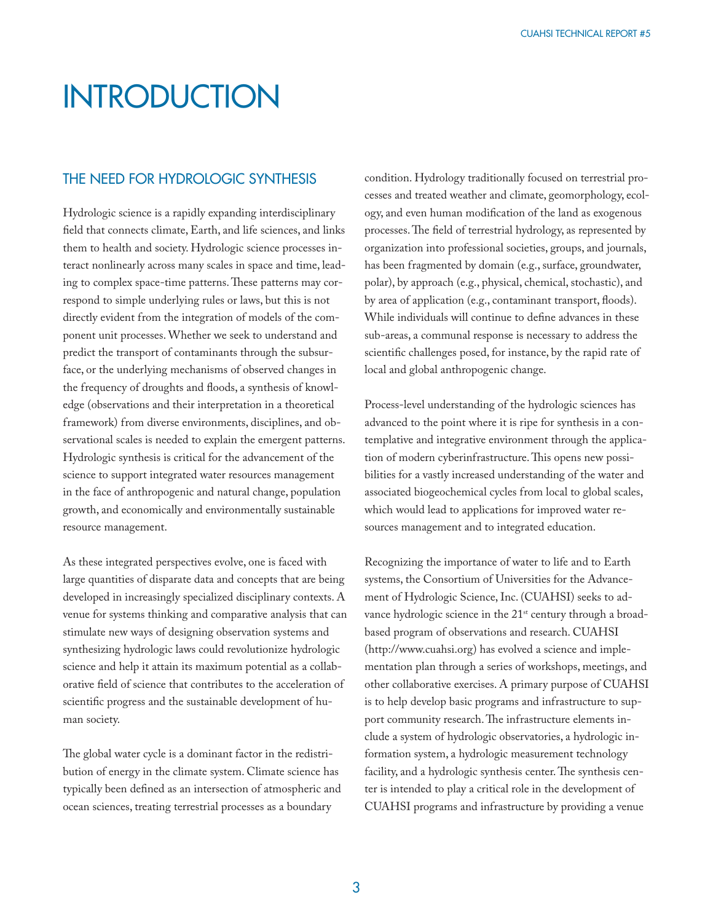# INTRODUCTION

## THE NEED FOR HYDROLOGIC SYNTHESIS

Hydrologic science is a rapidly expanding interdisciplinary field that connects climate, Earth, and life sciences, and links them to health and society. Hydrologic science processes interact nonlinearly across many scales in space and time, leading to complex space-time patterns. These patterns may correspond to simple underlying rules or laws, but this is not directly evident from the integration of models of the component unit processes. Whether we seek to understand and predict the transport of contaminants through the subsurface, or the underlying mechanisms of observed changes in the frequency of droughts and floods, a synthesis of knowledge (observations and their interpretation in a theoretical framework) from diverse environments, disciplines, and observational scales is needed to explain the emergent patterns. Hydrologic synthesis is critical for the advancement of the science to support integrated water resources management in the face of anthropogenic and natural change, population growth, and economically and environmentally sustainable resource management.

As these integrated perspectives evolve, one is faced with large quantities of disparate data and concepts that are being developed in increasingly specialized disciplinary contexts. A venue for systems thinking and comparative analysis that can stimulate new ways of designing observation systems and synthesizing hydrologic laws could revolutionize hydrologic science and help it attain its maximum potential as a collaborative field of science that contributes to the acceleration of scientific progress and the sustainable development of human society.

The global water cycle is a dominant factor in the redistribution of energy in the climate system. Climate science has typically been defined as an intersection of atmospheric and ocean sciences, treating terrestrial processes as a boundary condition. Hydrology traditionally focused on terrestrial processes and treated weather and climate, geomorphology, ecology, and even human modification of the land as exogenous processes. The field of terrestrial hydrology, as represented by organization into professional societies, groups, and journals, has been fragmented by domain (e.g., surface, groundwater, polar), by approach (e.g., physical, chemical, stochastic), and by area of application (e.g., contaminant transport, floods). While individuals will continue to define advances in these sub-areas, a communal response is necessary to address the scientific challenges posed, for instance, by the rapid rate of local and global anthropogenic change.

Process-level understanding of the hydrologic sciences has advanced to the point where it is ripe for synthesis in a contemplative and integrative environment through the application of modern cyberinfrastructure. This opens new possibilities for a vastly increased understanding of the water and associated biogeochemical cycles from local to global scales, which would lead to applications for improved water resources management and to integrated education.

Recognizing the importance of water to life and to Earth systems, the Consortium of Universities for the Advancement of Hydrologic Science, Inc. (CUAHSI) seeks to advance hydrologic science in the 21st century through a broad-based program of observations and research. CUAHSI (http://www.cuahsi.org) has evolved a science and implementation plan through a series of workshops, meetings, and other collaborative exercises. A primary purpose of CUAHSI is to help develop basic programs and infrastructure to support community research. The infrastructure elements include a system of hydrologic observatories, a hydrologic information system, a hydrologic measurement technology facility, and a hydrologic synthesis center. The synthesis center is intended to play a critical role in the development of CUAHSI programs and infrastructure by providing a venue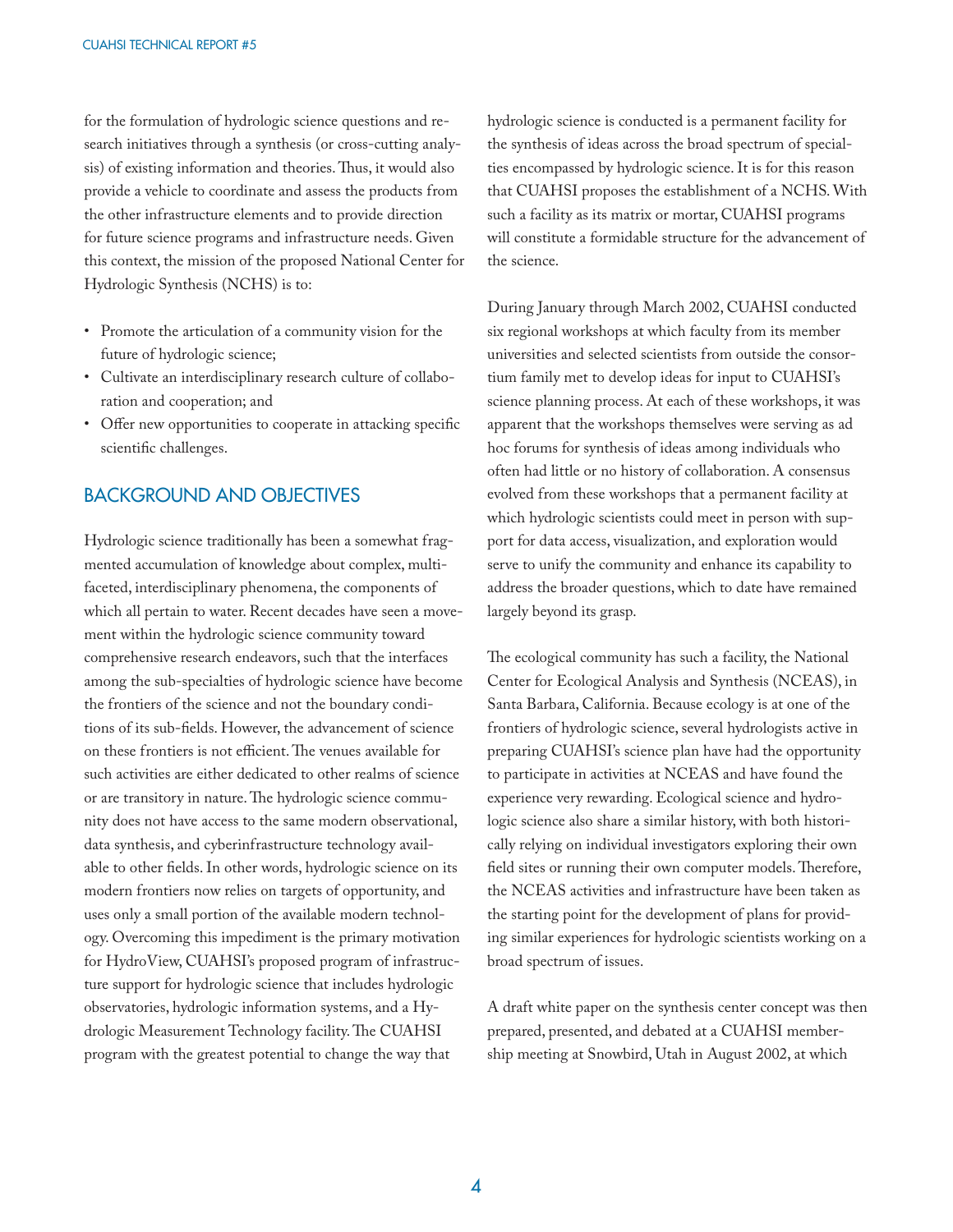for the formulation of hydrologic science questions and research initiatives through a synthesis (or cross-cutting analysis) of existing information and theories. Thus, it would also provide a vehicle to coordinate and assess the products from the other infrastructure elements and to provide direction for future science programs and infrastructure needs. Given this context, the mission of the proposed National Center for Hydrologic Synthesis (NCHS) is to:

- Promote the articulation of a community vision for the future of hydrologic science;
- Cultivate an interdisciplinary research culture of collaboration and cooperation; and
- Offer new opportunities to cooperate in attacking specific scientific challenges.

## BACKGROUND AND OBJECTIVES

Hydrologic science traditionally has been a somewhat fragmented accumulation of knowledge about complex, multi-faceted, interdisciplinary phenomena, the components of which all pertain to water. Recent decades have seen a movement within the hydrologic science community toward comprehensive research endeavors, such that the interfaces among the sub-specialties of hydrologic science have become the frontiers of the science and not the boundary conditions of its sub-fields. However, the advancement of science on these frontiers is not efficient. The venues available for such activities are either dedicated to other realms of science or are transitory in nature. The hydrologic science community does not have access to the same modern observational, data synthesis, and cyberinfrastructure technology available to other fields. In other words, hydrologic science on its modern frontiers now relies on targets of opportunity, and uses only a small portion of the available modern technology. Overcoming this impediment is the primary motivation for HydroView, CUAHSI's proposed program of infrastructure support for hydrologic science that includes hydrologic observatories, hydrologic information systems, and a Hydrologic Measurement Technology facility. The CUAHSI program with the greatest potential to change the way that hydrologic science is conducted is a permanent facility for the synthesis of ideas across the broad spectrum of specialties encompassed by hydrologic science. It is for this reason that CUAHSI proposes the establishment of a NCHS. With such a facility as its matrix or mortar, CUAHSI programs will constitute a formidable structure for the advancement of the science.

During January through March 2002, CUAHSI conducted six regional workshops at which faculty from its member universities and selected scientists from outside the consortium family met to develop ideas for input to CUAHSI's science planning process. At each of these workshops, it was apparent that the workshops themselves were serving as ad hoc forums for synthesis of ideas among individuals who often had little or no history of collaboration. A consensus evolved from these workshops that a permanent facility at which hydrologic scientists could meet in person with support for data access, visualization, and exploration would serve to unify the community and enhance its capability to address the broader questions, which to date have remained largely beyond its grasp.

The ecological community has such a facility, the National Center for Ecological Analysis and Synthesis (NCEAS), in Santa Barbara, California. Because ecology is at one of the frontiers of hydrologic science, several hydrologists active in preparing CUAHSI's science plan have had the opportunity to participate in activities at NCEAS and have found the experience very rewarding. Ecological science and hydrologic science also share a similar history, with both historically relying on individual investigators exploring their own field sites or running their own computer models. Therefore, the NCEAS activities and infrastructure have been taken as the starting point for the development of plans for providing similar experiences for hydrologic scientists working on a broad spectrum of issues.

A draft white paper on the synthesis center concept was then prepared, presented, and debated at a CUAHSI membership meeting at Snowbird, Utah in August 2002, at which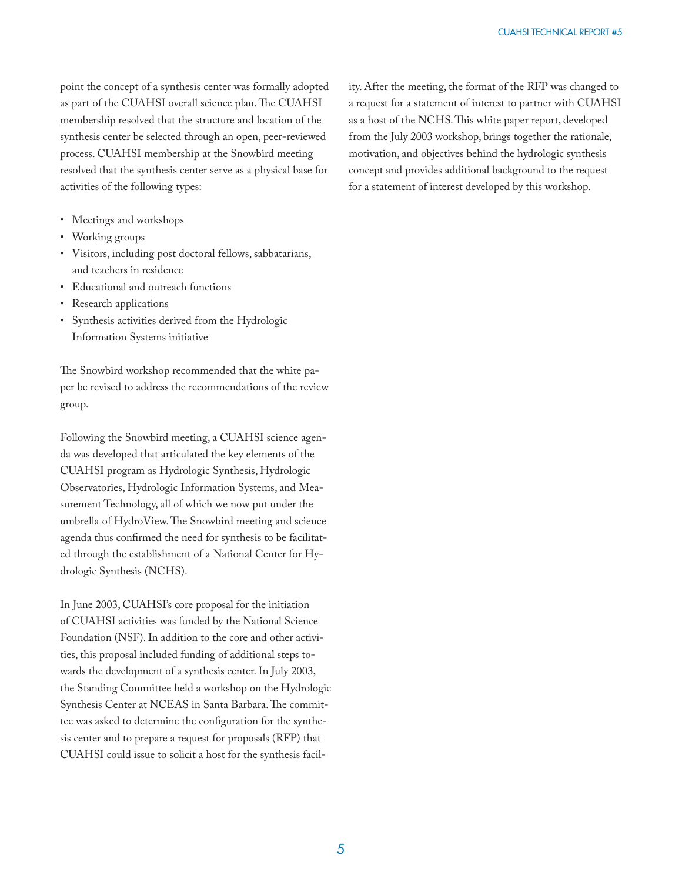point the concept of a synthesis center was formally adopted as part of the CUAHSI overall science plan. The CUAHSI membership resolved that the structure and location of the synthesis center be selected through an open, peer-reviewed process. CUAHSI membership at the Snowbird meeting resolved that the synthesis center serve as a physical base for activities of the following types:

- Meetings and workshops
- Working groups
- Visitors, including post doctoral fellows, sabbatarians, and teachers in residence
- Educational and outreach functions
- Research applications
- Synthesis activities derived from the Hydrologic Information Systems initiative

The Snowbird workshop recommended that the white paper be revised to address the recommendations of the review group.

Following the Snowbird meeting, a CUAHSI science agenda was developed that articulated the key elements of the CUAHSI program as Hydrologic Synthesis, Hydrologic Observatories, Hydrologic Information Systems, and Measurement Technology, all of which we now put under the umbrella of HydroView. The Snowbird meeting and science agenda thus confirmed the need for synthesis to be facilitated through the establishment of a National Center for Hydrologic Synthesis (NCHS).

In June 2003, CUAHSI's core proposal for the initiation of CUAHSI activities was funded by the National Science Foundation (NSF). In addition to the core and other activities, this proposal included funding of additional steps towards the development of a synthesis center. In July 2003, the Standing Committee held a workshop on the Hydrologic Synthesis Center at NCEAS in Santa Barbara. The committee was asked to determine the configuration for the synthesis center and to prepare a request for proposals (RFP) that CUAHSI could issue to solicit a host for the synthesis facility. After the meeting, the format of the RFP was changed to a request for a statement of interest to partner with CUAHSI as a host of the NCHS. This white paper report, developed from the July 2003 workshop, brings together the rationale, motivation, and objectives behind the hydrologic synthesis concept and provides additional background to the request for a statement of interest developed by this workshop.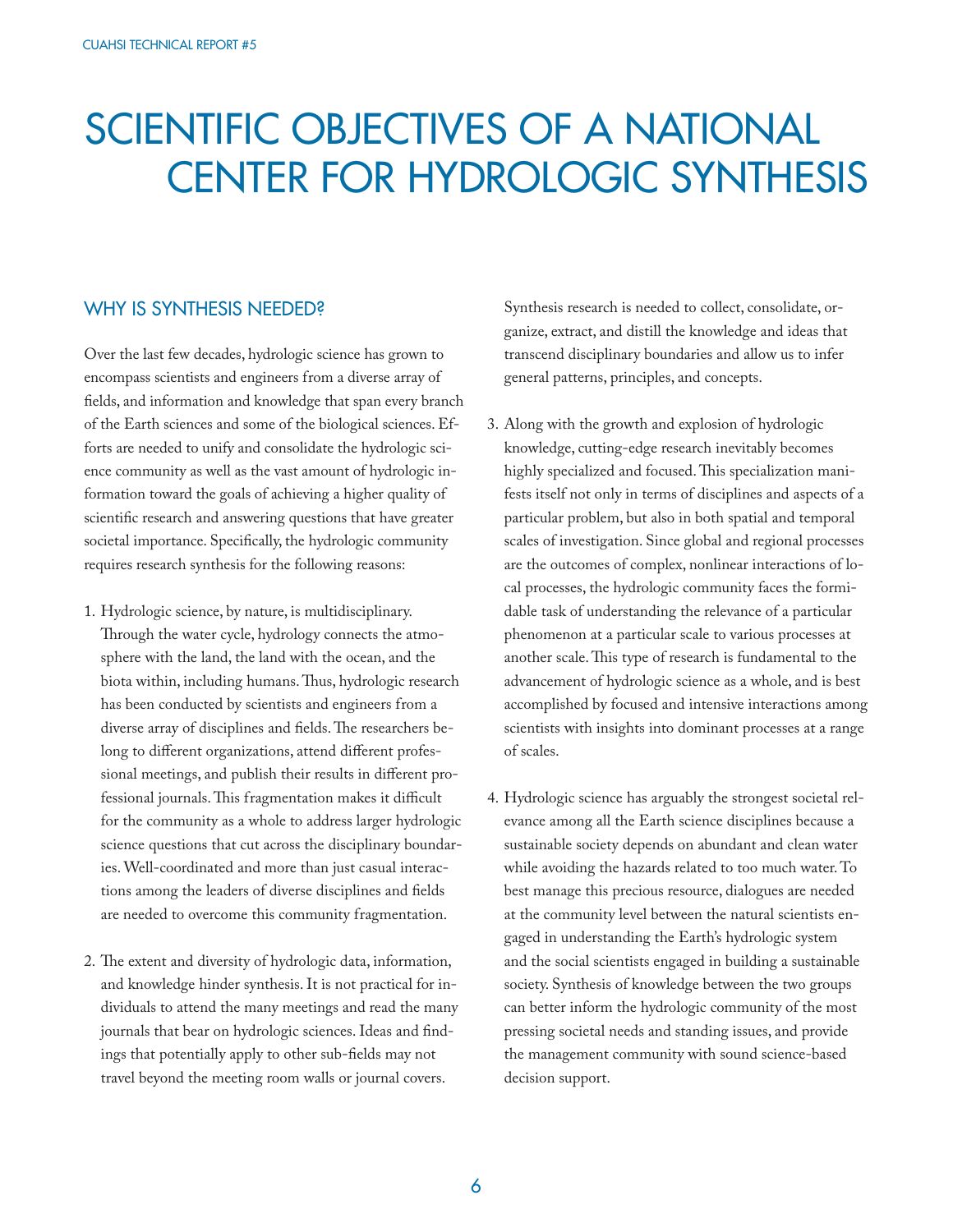# SCIENTIFIC OBJECTIVES OF A NATIONAL CENTER FOR HYDROLOGIC SYNTHESIS

## WHY IS SYNTHESIS NEEDED?

Over the last few decades, hydrologic science has grown to encompass scientists and engineers from a diverse array of fields, and information and knowledge that span every branch of the Earth sciences and some of the biological sciences. Efforts are needed to unify and consolidate the hydrologic science community as well as the vast amount of hydrologic information toward the goals of achieving a higher quality of scientific research and answering questions that have greater societal importance. Specifically, the hydrologic community requires research synthesis for the following reasons:

1. Hydrologic science, by nature, is multidisciplinary. Through the water cycle, hydrology connects the atmosphere with the land, the land with the ocean, and the biota within, including humans. Thus, hydrologic research has been conducted by scientists and engineers from a diverse array of disciplines and fields. The researchers belong to different organizations, attend different professional meetings, and publish their results in different professional journals. This fragmentation makes it difficult for the community as a whole to address larger hydrologic science questions that cut across the disciplinary boundaries. Well-coordinated and more than just casual interactions among the leaders of diverse disciplines and fields are needed to overcome this community fragmentation.

2. The extent and diversity of hydrologic data, information, and knowledge hinder synthesis. It is not practical for individuals to attend the many meetings and read the many journals that bear on hydrologic sciences. Ideas and findings that potentially apply to other sub-fields may not travel beyond the meeting room walls or journal covers. Synthesis research is needed to collect, consolidate, organize, extract, and distill the knowledge and ideas that transcend disciplinary boundaries and allow us to infer general patterns, principles, and concepts.

3. Along with the growth and explosion of hydrologic knowledge, cutting-edge research inevitably becomes highly specialized and focused. This specialization manifests itself not only in terms of disciplines and aspects of a particular problem, but also in both spatial and temporal scales of investigation. Since global and regional processes are the outcomes of complex, nonlinear interactions of local processes, the hydrologic community faces the formidable task of understanding the relevance of a particular phenomenon at a particular scale to various processes at another scale. This type of research is fundamental to the advancement of hydrologic science as a whole, and is best accomplished by focused and intensive interactions among scientists with insights into dominant processes at a range of scales.

4. Hydrologic science has arguably the strongest societal relevance among all the Earth science disciplines because a sustainable society depends on abundant and clean water while avoiding the hazards related to too much water. To best manage this precious resource, dialogues are needed at the community level between the natural scientists engaged in understanding the Earth's hydrologic system and the social scientists engaged in building a sustainable society. Synthesis of knowledge between the two groups can better inform the hydrologic community of the most pressing societal needs and standing issues, and provide the management community with sound science-based decision support.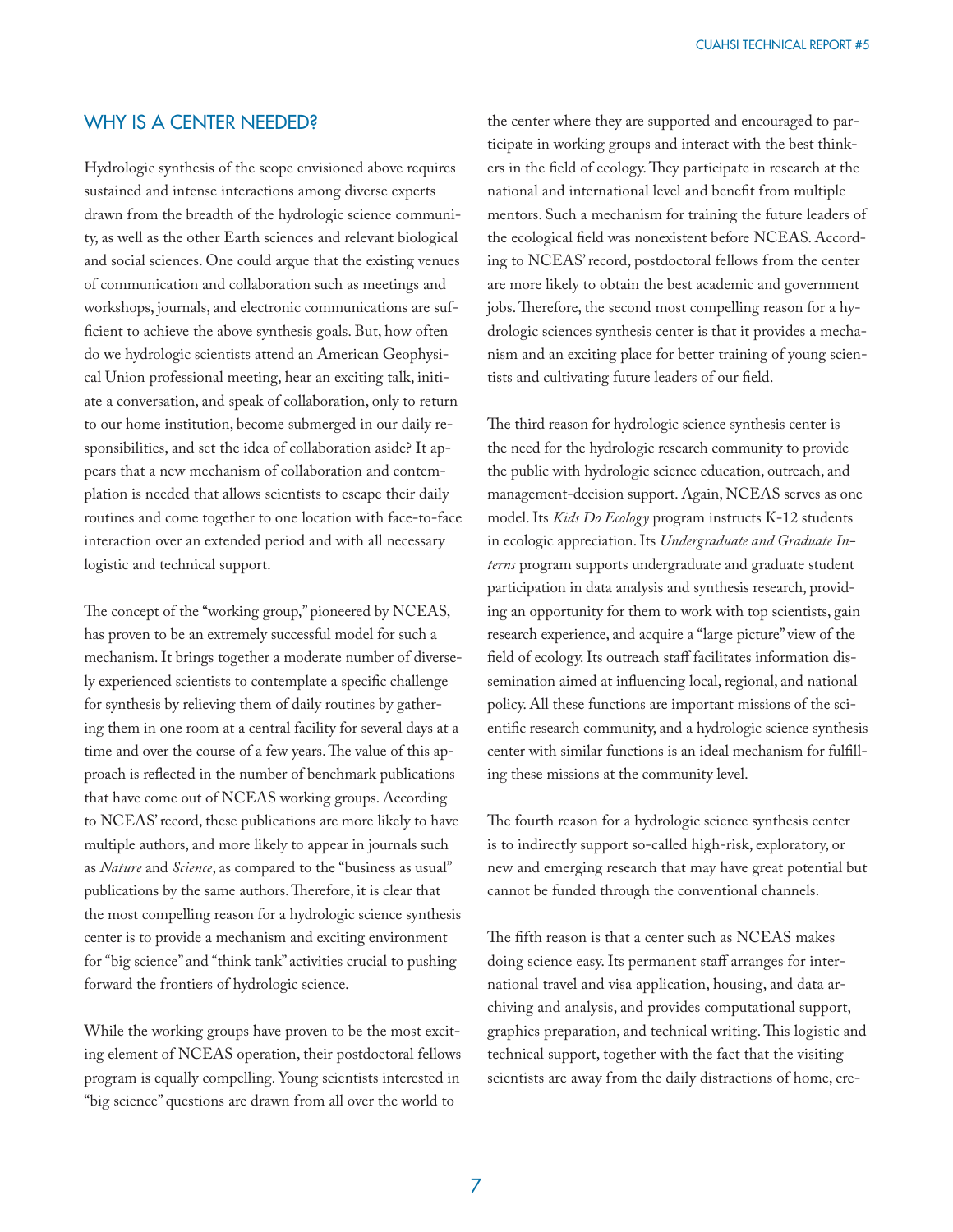## WHY IS A CENTER NEEDED?

Hydrologic synthesis of the scope envisioned above requires sustained and intense interactions among diverse experts drawn from the breadth of the hydrologic science community, as well as the other Earth sciences and relevant biological and social sciences. One could argue that the existing venues of communication and collaboration such as meetings and workshops, journals, and electronic communications are sufficient to achieve the above synthesis goals. But, how often do we hydrologic scientists attend an American Geophysical Union professional meeting, hear an exciting talk, initiate a conversation, and speak of collaboration, only to return to our home institution, become submerged in our daily responsibilities, and set the idea of collaboration aside? It appears that a new mechanism of collaboration and contemplation is needed that allows scientists to escape their daily routines and come together to one location with face-to-face interaction over an extended period and with all necessary logistic and technical support.

The concept of the "working group," pioneered by NCEAS, has proven to be an extremely successful model for such a mechanism. It brings together a moderate number of diversely experienced scientists to contemplate a specific challenge for synthesis by relieving them of daily routines by gathering them in one room at a central facility for several days at a time and over the course of a few years. The value of this approach is reflected in the number of benchmark publications that have come out of NCEAS working groups. According to NCEAS' record, these publications are more likely to have multiple authors, and more likely to appear in journals such as *Nature* and *Science*, as compared to the "business as usual" publications by the same authors. Therefore, it is clear that the most compelling reason for a hydrologic science synthesis center is to provide a mechanism and exciting environment for "big science" and "think tank" activities crucial to pushing forward the frontiers of hydrologic science.

While the working groups have proven to be the most exciting element of NCEAS operation, their postdoctoral fellows program is equally compelling. Young scientists interested in "big science" questions are drawn from all over the world to the center where they are supported and encouraged to participate in working groups and interact with the best thinkers in the field of ecology. They participate in research at the national and international level and benefit from multiple mentors. Such a mechanism for training the future leaders of the ecological field was nonexistent before NCEAS. According to NCEAS' record, postdoctoral fellows from the center are more likely to obtain the best academic and government jobs. Therefore, the second most compelling reason for a hydrologic sciences synthesis center is that it provides a mechanism and an exciting place for better training of young scientists and cultivating future leaders of our field.

The third reason for hydrologic science synthesis center is the need for the hydrologic research community to provide the public with hydrologic science education, outreach, and management-decision support. Again, NCEAS serves as one model. Its *Kids Do Ecology* program instructs K-12 students in ecologic appreciation. Its *Undergraduate and Graduate Interns* program supports undergraduate and graduate student participation in data analysis and synthesis research, providing an opportunity for them to work with top scientists, gain research experience, and acquire a "large picture" view of the field of ecology. Its outreach staff facilitates information dissemination aimed at influencing local, regional, and national policy. All these functions are important missions of the scientific research community, and a hydrologic science synthesis center with similar functions is an ideal mechanism for fulfilling these missions at the community level.

The fourth reason for a hydrologic science synthesis center is to indirectly support so-called high-risk, exploratory, or new and emerging research that may have great potential but cannot be funded through the conventional channels.

The fifth reason is that a center such as NCEAS makes doing science easy. Its permanent staff arranges for international travel and visa application, housing, and data archiving and analysis, and provides computational support, graphics preparation, and technical writing. This logistic and technical support, together with the fact that the visiting scientists are away from the daily distractions of home, cre-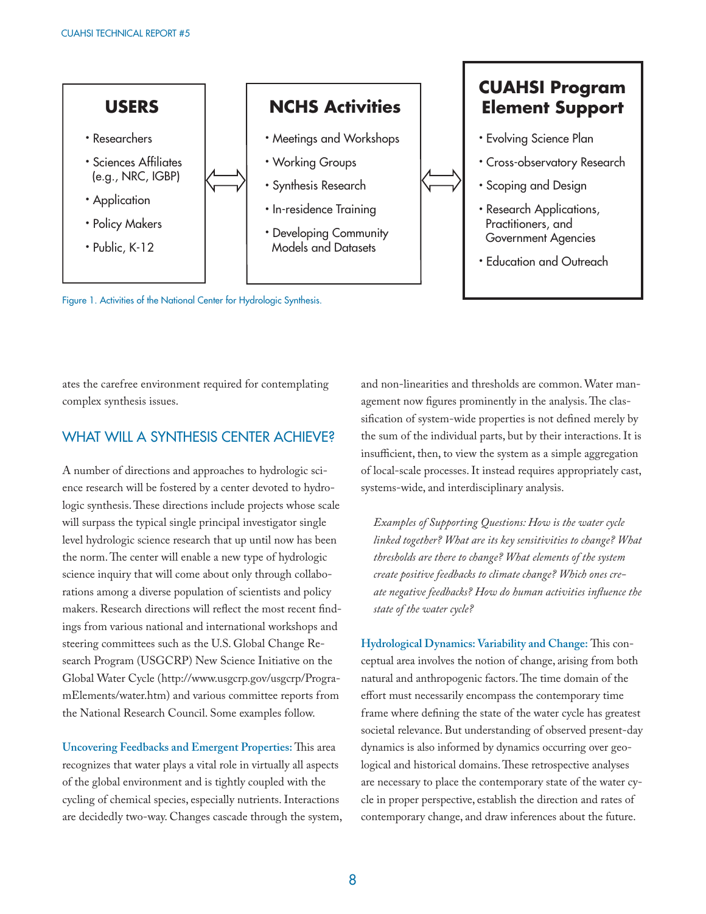**USERS**

- Researchers
- Sciences Affiliates (e.g., NRC, IGBP)
- Application
- Policy Makers
- Public, K-12

⟺

**NCHS Activities**

- Meetings and Workshops
- Working Groups
- Synthesis Research
- In-residence Training
- Developing Community Models and Datasets

⟺

**CUAHSI Program Element Support**

- Evolving Science Plan
- Cross-observatory Research
- Scoping and Design
- Research Applications, Practitioners, and Government Agencies
- Education and Outreach

Figure 1. Activities of the National Center for Hydrologic Synthesis.

ates the carefree environment required for contemplating complex synthesis issues.

## WHAT WILL A SYNTHESIS CENTER ACHIEVE?

A number of directions and approaches to hydrologic science research will be fostered by a center devoted to hydrologic synthesis. These directions include projects whose scale will surpass the typical single principal investigator single level hydrologic science research that up until now has been the norm. The center will enable a new type of hydrologic science inquiry that will come about only through collaborations among a diverse population of scientists and policy makers. Research directions will reflect the most recent findings from various national and international workshops and steering committees such as the U.S. Global Change Research Program (USGCRP) New Science Initiative on the Global Water Cycle (http://www.usgcrp.gov/usgcrp/ProgramElements/water.htm) and various committee reports from the National Research Council. Some examples follow.

**Uncovering Feedbacks and Emergent Properties:** This area recognizes that water plays a vital role in virtually all aspects of the global environment and is tightly coupled with the cycling of chemical species, especially nutrients. Interactions are decidedly two-way. Changes cascade through the system, and non-linearities and thresholds are common. Water management now figures prominently in the analysis. The classification of system-wide properties is not defined merely by the sum of the individual parts, but by their interactions. It is insufficient, then, to view the system as a simple aggregation of local-scale processes. It instead requires appropriately cast, systems-wide, and interdisciplinary analysis.

*Examples of Supporting Questions: How is the water cycle linked together? What are its key sensitivities to change? What thresholds are there to change? What elements of the system create positive feedbacks to climate change? Which ones create negative feedbacks? How do human activities influence the state of the water cycle?*

**Hydrological Dynamics: Variability and Change:** This conceptual area involves the notion of change, arising from both natural and anthropogenic factors. The time domain of the effort must necessarily encompass the contemporary time frame where defining the state of the water cycle has greatest societal relevance. But understanding of observed present-day dynamics is also informed by dynamics occurring over geological and historical domains. These retrospective analyses are necessary to place the contemporary state of the water cycle in proper perspective, establish the direction and rates of contemporary change, and draw inferences about the future.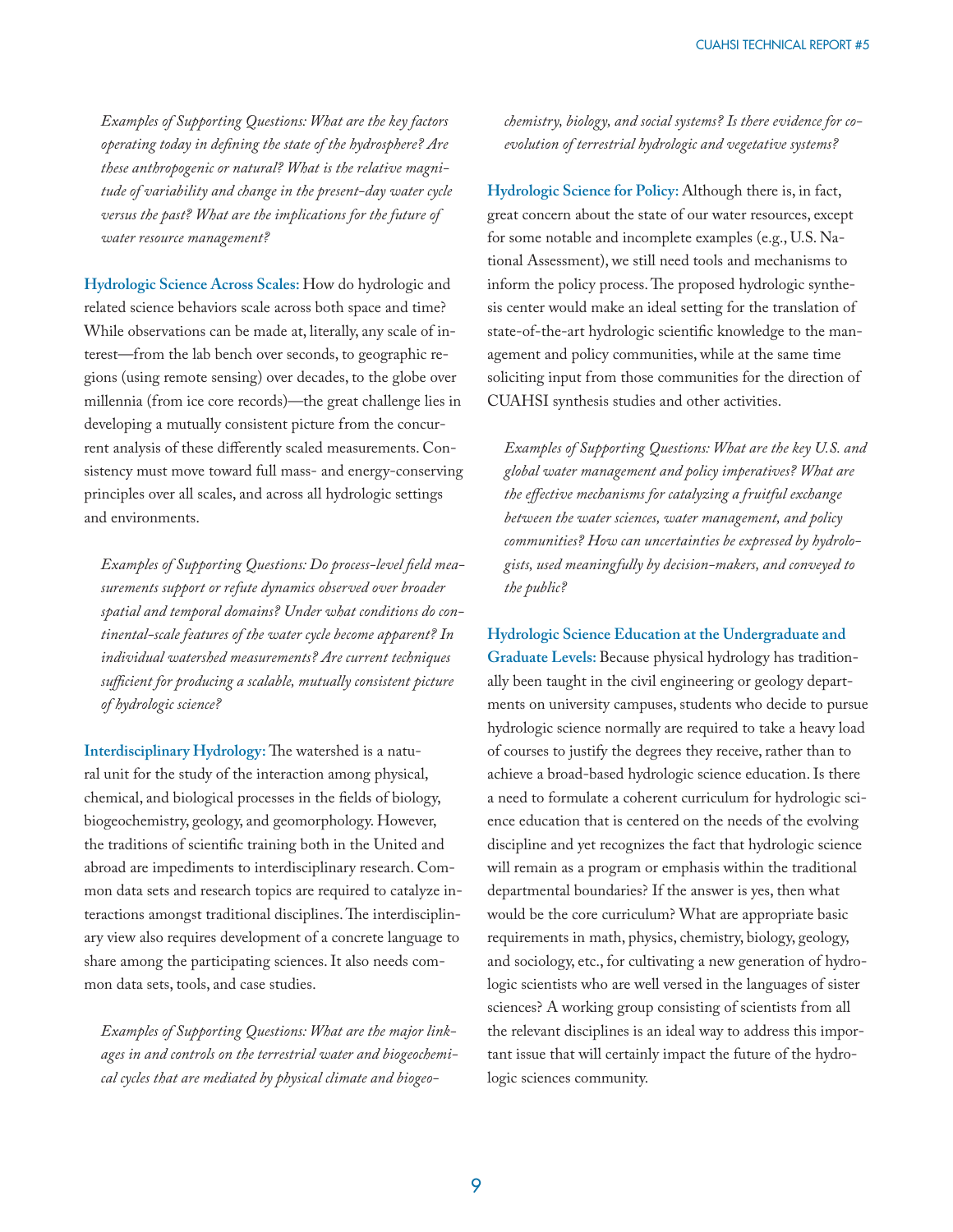*Examples of Supporting Questions: What are the key factors operating today in defining the state of the hydrosphere? Are these anthropogenic or natural? What is the relative magnitude of variability and change in the present-day water cycle versus the past? What are the implications for the future of water resource management?*

**Hydrologic Science Across Scales:** How do hydrologic and related science behaviors scale across both space and time? While observations can be made at, literally, any scale of interest—from the lab bench over seconds, to geographic regions (using remote sensing) over decades, to the globe over millennia (from ice core records)—the great challenge lies in developing a mutually consistent picture from the concurrent analysis of these differently scaled measurements. Consistency must move toward full mass- and energy-conserving principles over all scales, and across all hydrologic settings and environments.

*Examples of Supporting Questions: Do process-level field measurements support or refute dynamics observed over broader spatial and temporal domains? Under what conditions do continental-scale features of the water cycle become apparent? In individual watershed measurements? Are current techniques sufficient for producing a scalable, mutually consistent picture of hydrologic science?*

**Interdisciplinary Hydrology:** The watershed is a natural unit for the study of the interaction among physical, chemical, and biological processes in the fields of biology, biogeochemistry, geology, and geomorphology. However, the traditions of scientific training both in the United and abroad are impediments to interdisciplinary research. Common data sets and research topics are required to catalyze interactions amongst traditional disciplines. The interdisciplinary view also requires development of a concrete language to share among the participating sciences. It also needs common data sets, tools, and case studies.

*Examples of Supporting Questions: What are the major linkages in and controls on the terrestrial water and biogeochemical cycles that are mediated by physical climate and biogeochemistry, biology, and social systems? Is there evidence for co-evolution of terrestrial hydrologic and vegetative systems?*

**Hydrologic Science for Policy:** Although there is, in fact, great concern about the state of our water resources, except for some notable and incomplete examples (e.g., U.S. National Assessment), we still need tools and mechanisms to inform the policy process. The proposed hydrologic synthesis center would make an ideal setting for the translation of state-of-the-art hydrologic scientific knowledge to the management and policy communities, while at the same time soliciting input from those communities for the direction of CUAHSI synthesis studies and other activities.

*Examples of Supporting Questions: What are the key U.S. and global water management and policy imperatives? What are the effective mechanisms for catalyzing a fruitful exchange between the water sciences, water management, and policy communities? How can uncertainties be expressed by hydrologists, used meaningfully by decision-makers, and conveyed to the public?*

**Hydrologic Science Education at the Undergraduate and Graduate Levels:** Because physical hydrology has traditionally been taught in the civil engineering or geology departments on university campuses, students who decide to pursue hydrologic science normally are required to take a heavy load of courses to justify the degrees they receive, rather than to achieve a broad-based hydrologic science education. Is there a need to formulate a coherent curriculum for hydrologic science education that is centered on the needs of the evolving discipline and yet recognizes the fact that hydrologic science will remain as a program or emphasis within the traditional departmental boundaries? If the answer is yes, then what would be the core curriculum? What are appropriate basic requirements in math, physics, chemistry, biology, geology, and sociology, etc., for cultivating a new generation of hydrologic scientists who are well versed in the languages of sister sciences? A working group consisting of scientists from all the relevant disciplines is an ideal way to address this important issue that will certainly impact the future of the hydrologic sciences community.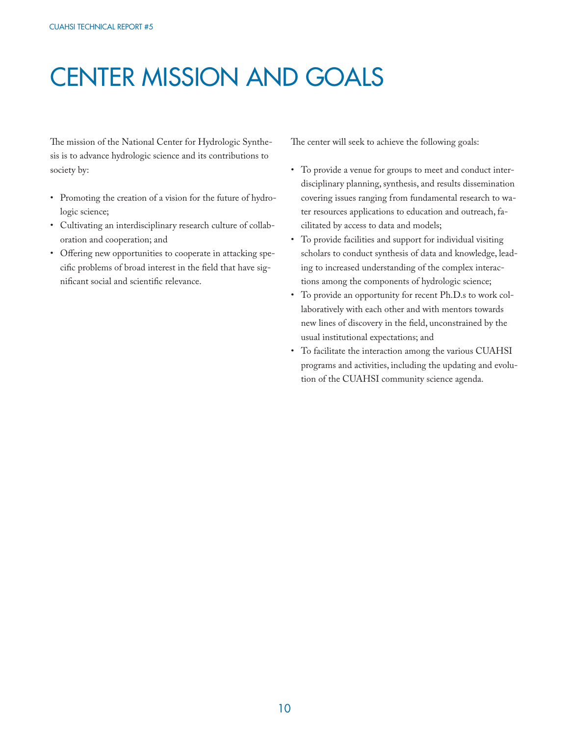# CENTER MISSION AND GOALS

The mission of the National Center for Hydrologic Synthesis is to advance hydrologic science and its contributions to society by:

- Promoting the creation of a vision for the future of hydrologic science;
- Cultivating an interdisciplinary research culture of collaboration and cooperation; and
- Offering new opportunities to cooperate in attacking specific problems of broad interest in the field that have significant social and scientific relevance.

The center will seek to achieve the following goals:

- To provide a venue for groups to meet and conduct interdisciplinary planning, synthesis, and results dissemination covering issues ranging from fundamental research to water resources applications to education and outreach, facilitated by access to data and models;
- To provide facilities and support for individual visiting scholars to conduct synthesis of data and knowledge, leading to increased understanding of the complex interactions among the components of hydrologic science;
- To provide an opportunity for recent Ph.D.s to work collaboratively with each other and with mentors towards new lines of discovery in the field, unconstrained by the usual institutional expectations; and
- To facilitate the interaction among the various CUAHSI programs and activities, including the updating and evolution of the CUAHSI community science agenda.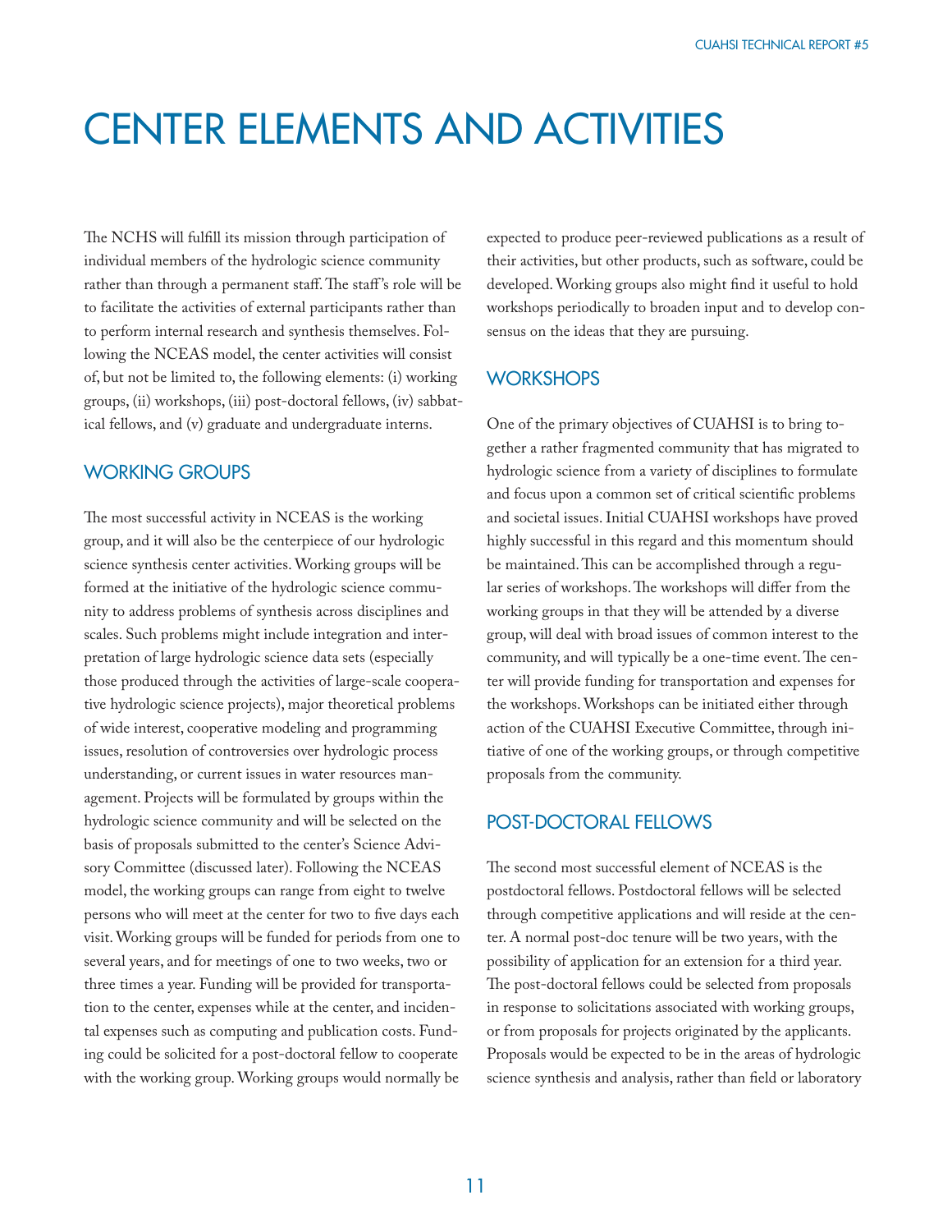# CENTER ELEMENTS AND ACTIVITIES

The NCHS will fulfill its mission through participation of individual members of the hydrologic science community rather than through a permanent staff. The staff's role will be to facilitate the activities of external participants rather than to perform internal research and synthesis themselves. Following the NCEAS model, the center activities will consist of, but not be limited to, the following elements: (i) working groups, (ii) workshops, (iii) post-doctoral fellows, (iv) sabbatical fellows, and (v) graduate and undergraduate interns.

## WORKING GROUPS

The most successful activity in NCEAS is the working group, and it will also be the centerpiece of our hydrologic science synthesis center activities. Working groups will be formed at the initiative of the hydrologic science community to address problems of synthesis across disciplines and scales. Such problems might include integration and interpretation of large hydrologic science data sets (especially those produced through the activities of large-scale cooperative hydrologic science projects), major theoretical problems of wide interest, cooperative modeling and programming issues, resolution of controversies over hydrologic process understanding, or current issues in water resources management. Projects will be formulated by groups within the hydrologic science community and will be selected on the basis of proposals submitted to the center's Science Advisory Committee (discussed later). Following the NCEAS model, the working groups can range from eight to twelve persons who will meet at the center for two to five days each visit. Working groups will be funded for periods from one to several years, and for meetings of one to two weeks, two or three times a year. Funding will be provided for transportation to the center, expenses while at the center, and incidental expenses such as computing and publication costs. Funding could be solicited for a post-doctoral fellow to cooperate with the working group. Working groups would normally be expected to produce peer-reviewed publications as a result of their activities, but other products, such as software, could be developed. Working groups also might find it useful to hold workshops periodically to broaden input and to develop consensus on the ideas that they are pursuing.

## WORKSHOPS

One of the primary objectives of CUAHSI is to bring together a rather fragmented community that has migrated to hydrologic science from a variety of disciplines to formulate and focus upon a common set of critical scientific problems and societal issues. Initial CUAHSI workshops have proved highly successful in this regard and this momentum should be maintained. This can be accomplished through a regular series of workshops. The workshops will differ from the working groups in that they will be attended by a diverse group, will deal with broad issues of common interest to the community, and will typically be a one-time event. The center will provide funding for transportation and expenses for the workshops. Workshops can be initiated either through action of the CUAHSI Executive Committee, through initiative of one of the working groups, or through competitive proposals from the community.

## POST-DOCTORAL FELLOWS

The second most successful element of NCEAS is the postdoctoral fellows. Postdoctoral fellows will be selected through competitive applications and will reside at the center. A normal post-doc tenure will be two years, with the possibility of application for an extension for a third year. The post-doctoral fellows could be selected from proposals in response to solicitations associated with working groups, or from proposals for projects originated by the applicants. Proposals would be expected to be in the areas of hydrologic science synthesis and analysis, rather than field or laboratory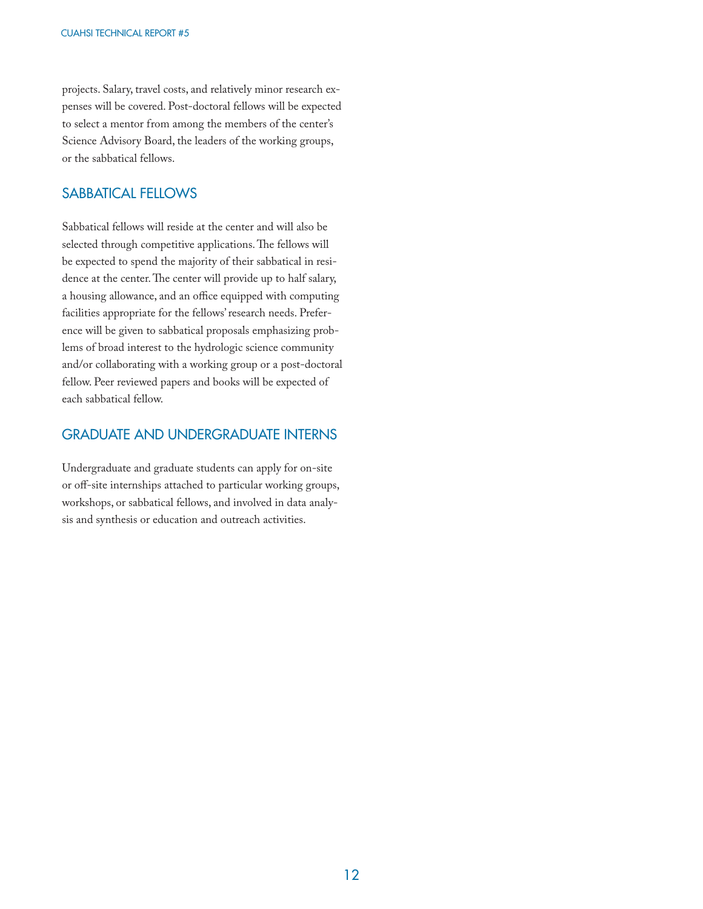projects. Salary, travel costs, and relatively minor research expenses will be covered. Post-doctoral fellows will be expected to select a mentor from among the members of the center's Science Advisory Board, the leaders of the working groups, or the sabbatical fellows.

## SABBATICAL FELLOWS

Sabbatical fellows will reside at the center and will also be selected through competitive applications. The fellows will be expected to spend the majority of their sabbatical in residence at the center. The center will provide up to half salary, a housing allowance, and an office equipped with computing facilities appropriate for the fellows' research needs. Preference will be given to sabbatical proposals emphasizing problems of broad interest to the hydrologic science community and/or collaborating with a working group or a post-doctoral fellow. Peer reviewed papers and books will be expected of each sabbatical fellow.

## GRADUATE AND UNDERGRADUATE INTERNS

Undergraduate and graduate students can apply for on-site or off-site internships attached to particular working groups, workshops, or sabbatical fellows, and involved in data analysis and synthesis or education and outreach activities.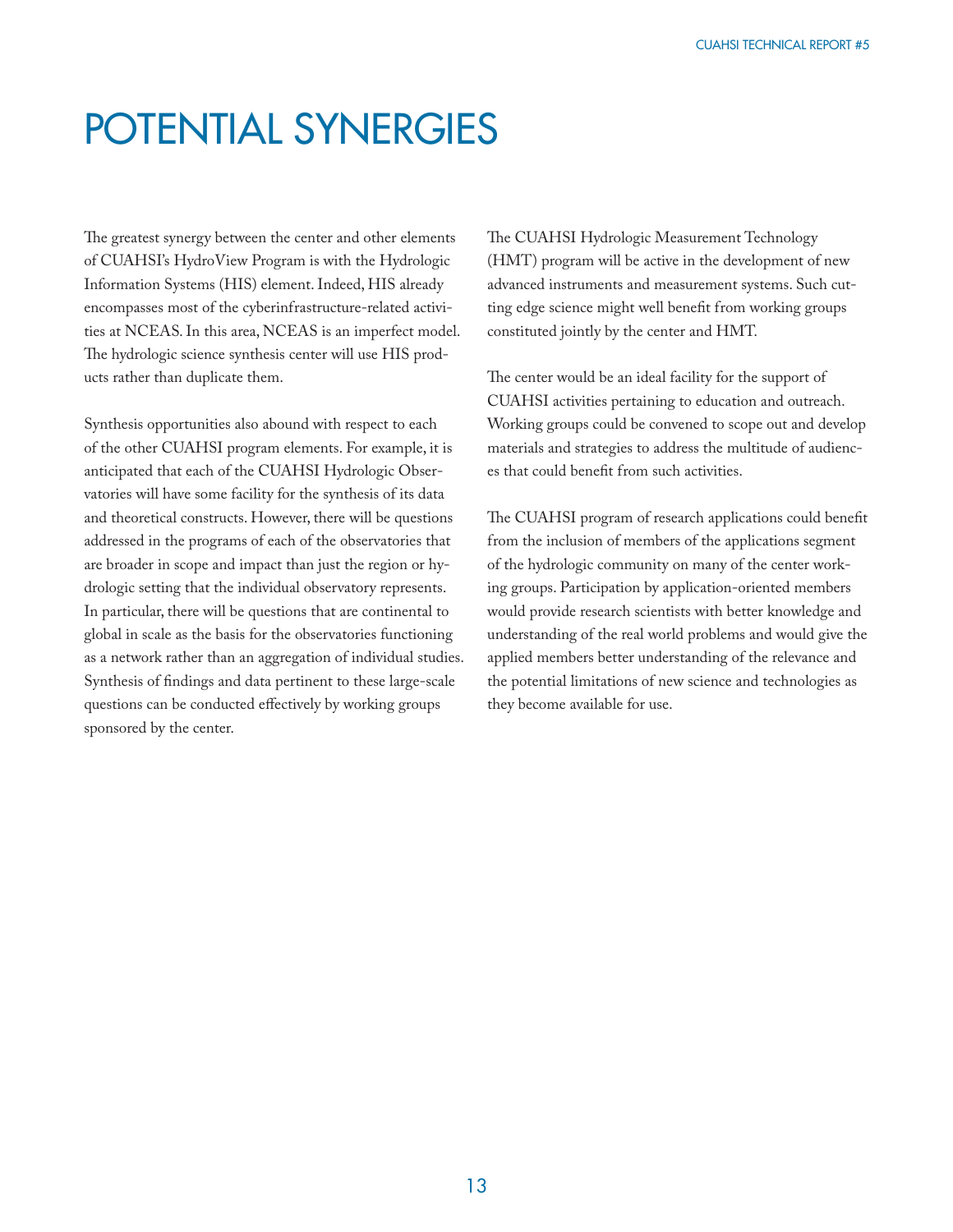# POTENTIAL SYNERGIES

The greatest synergy between the center and other elements of CUAHSI's HydroView Program is with the Hydrologic Information Systems (HIS) element. Indeed, HIS already encompasses most of the cyberinfrastructure-related activities at NCEAS. In this area, NCEAS is an imperfect model. The hydrologic science synthesis center will use HIS products rather than duplicate them.

Synthesis opportunities also abound with respect to each of the other CUAHSI program elements. For example, it is anticipated that each of the CUAHSI Hydrologic Observatories will have some facility for the synthesis of its data and theoretical constructs. However, there will be questions addressed in the programs of each of the observatories that are broader in scope and impact than just the region or hydrologic setting that the individual observatory represents. In particular, there will be questions that are continental to global in scale as the basis for the observatories functioning as a network rather than an aggregation of individual studies. Synthesis of findings and data pertinent to these large-scale questions can be conducted effectively by working groups sponsored by the center.

The CUAHSI Hydrologic Measurement Technology (HMT) program will be active in the development of new advanced instruments and measurement systems. Such cutting edge science might well benefit from working groups constituted jointly by the center and HMT.

The center would be an ideal facility for the support of CUAHSI activities pertaining to education and outreach. Working groups could be convened to scope out and develop materials and strategies to address the multitude of audiences that could benefit from such activities.

The CUAHSI program of research applications could benefit from the inclusion of members of the applications segment of the hydrologic community on many of the center working groups. Participation by application-oriented members would provide research scientists with better knowledge and understanding of the real world problems and would give the applied members better understanding of the relevance and the potential limitations of new science and technologies as they become available for use.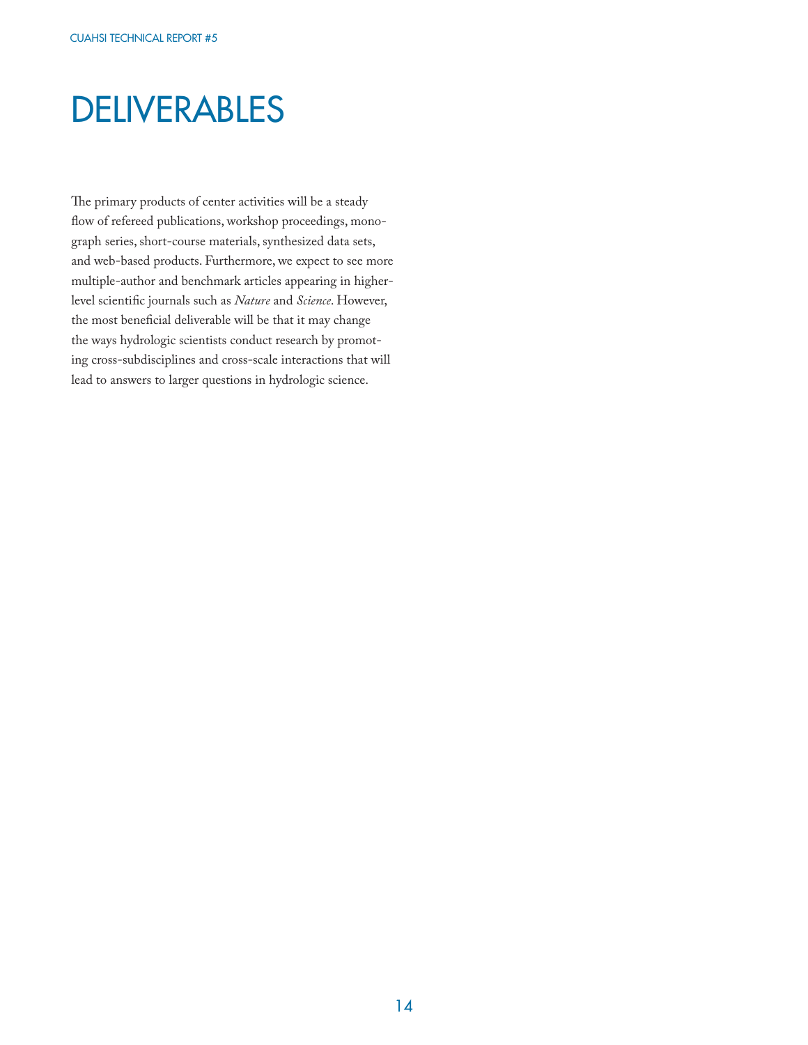# DELIVERABLES

The primary products of center activities will be a steady flow of refereed publications, workshop proceedings, monograph series, short-course materials, synthesized data sets, and web-based products. Furthermore, we expect to see more multiple-author and benchmark articles appearing in higher-level scientific journals such as *Nature* and *Science*. However, the most beneficial deliverable will be that it may change the ways hydrologic scientists conduct research by promoting cross-subdisciplines and cross-scale interactions that will lead to answers to larger questions in hydrologic science.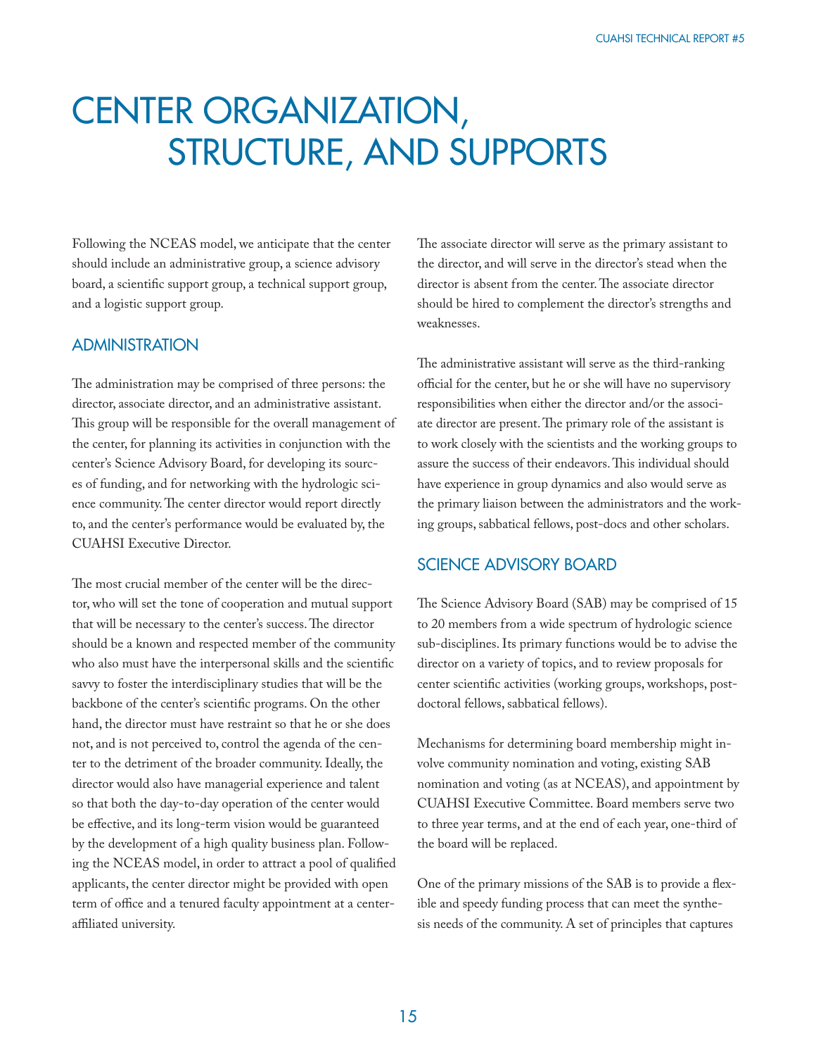# CENTER ORGANIZATION, STRUCTURE, AND SUPPORTS

Following the NCEAS model, we anticipate that the center should include an administrative group, a science advisory board, a scientific support group, a technical support group, and a logistic support group.

## ADMINISTRATION

The administration may be comprised of three persons: the director, associate director, and an administrative assistant. This group will be responsible for the overall management of the center, for planning its activities in conjunction with the center's Science Advisory Board, for developing its sources of funding, and for networking with the hydrologic science community. The center director would report directly to, and the center's performance would be evaluated by, the CUAHSI Executive Director.

The most crucial member of the center will be the director, who will set the tone of cooperation and mutual support that will be necessary to the center's success. The director should be a known and respected member of the community who also must have the interpersonal skills and the scientific savvy to foster the interdisciplinary studies that will be the backbone of the center's scientific programs. On the other hand, the director must have restraint so that he or she does not, and is not perceived to, control the agenda of the center to the detriment of the broader community. Ideally, the director would also have managerial experience and talent so that both the day-to-day operation of the center would be effective, and its long-term vision would be guaranteed by the development of a high quality business plan. Following the NCEAS model, in order to attract a pool of qualified applicants, the center director might be provided with open term of office and a tenured faculty appointment at a center-affiliated university.

The associate director will serve as the primary assistant to the director, and will serve in the director's stead when the director is absent from the center. The associate director should be hired to complement the director's strengths and weaknesses.

The administrative assistant will serve as the third-ranking official for the center, but he or she will have no supervisory responsibilities when either the director and/or the associate director are present. The primary role of the assistant is to work closely with the scientists and the working groups to assure the success of their endeavors. This individual should have experience in group dynamics and also would serve as the primary liaison between the administrators and the working groups, sabbatical fellows, post-docs and other scholars.

## SCIENCE ADVISORY BOARD

The Science Advisory Board (SAB) may be comprised of 15 to 20 members from a wide spectrum of hydrologic science sub-disciplines. Its primary functions would be to advise the director on a variety of topics, and to review proposals for center scientific activities (working groups, workshops, post-doctoral fellows, sabbatical fellows).

Mechanisms for determining board membership might involve community nomination and voting, existing SAB nomination and voting (as at NCEAS), and appointment by CUAHSI Executive Committee. Board members serve two to three year terms, and at the end of each year, one-third of the board will be replaced.

One of the primary missions of the SAB is to provide a flexible and speedy funding process that can meet the synthesis needs of the community. A set of principles that captures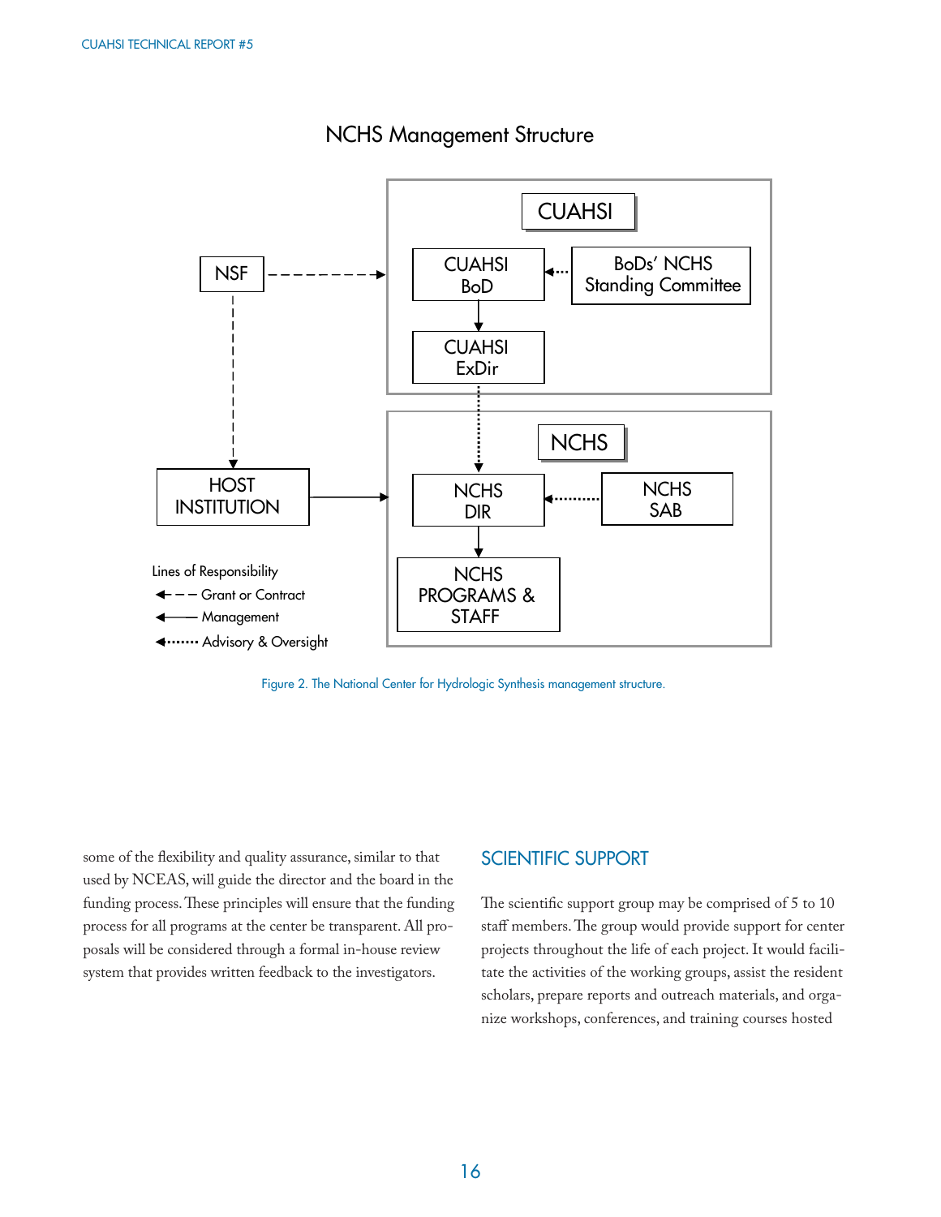## NCHS Management Structure

CUAHSI

CUAHSI BoD

BoDs' NCHS Standing Committee

CUAHSI ExDir

NSF

HOST INSTITUTION

NCHS

NCHS DIR

NCHS SAB

NCHS PROGRAMS & STAFF

Lines of Responsibility

- Grant or Contract
- Management
- Advisory & Oversight

Figure 2. The National Center for Hydrologic Synthesis management structure.

some of the flexibility and quality assurance, similar to that used by NCEAS, will guide the director and the board in the funding process. These principles will ensure that the funding process for all programs at the center be transparent. All proposals will be considered through a formal in-house review system that provides written feedback to the investigators.

## SCIENTIFIC SUPPORT

The scientific support group may be comprised of 5 to 10 staff members. The group would provide support for center projects throughout the life of each project. It would facilitate the activities of the working groups, assist the resident scholars, prepare reports and outreach materials, and organize workshops, conferences, and training courses hosted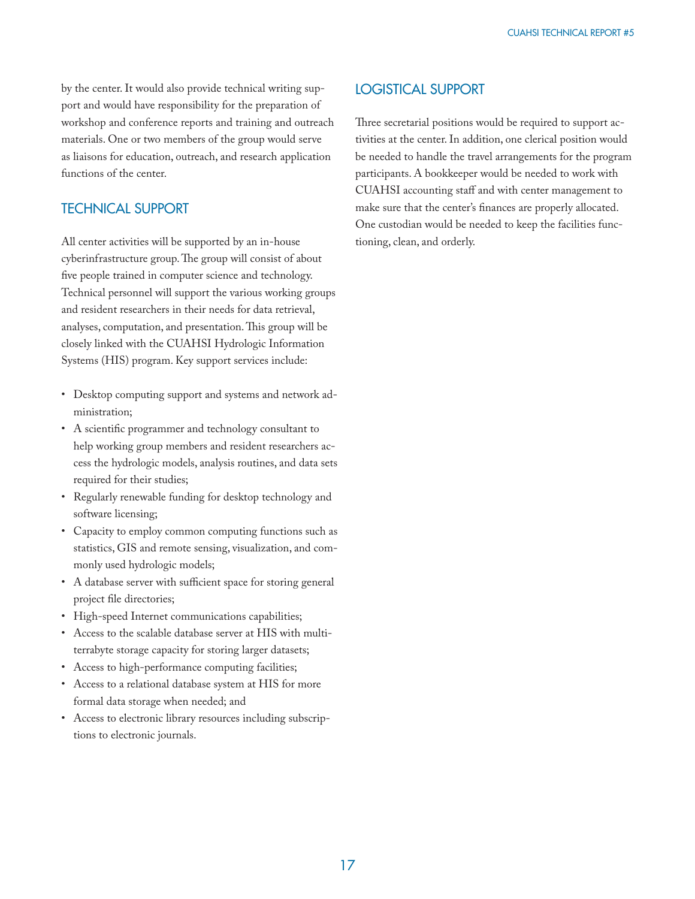by the center. It would also provide technical writing support and would have responsibility for the preparation of workshop and conference reports and training and outreach materials. One or two members of the group would serve as liaisons for education, outreach, and research application functions of the center.

## TECHNICAL SUPPORT

All center activities will be supported by an in-house cyberinfrastructure group. The group will consist of about five people trained in computer science and technology. Technical personnel will support the various working groups and resident researchers in their needs for data retrieval, analyses, computation, and presentation. This group will be closely linked with the CUAHSI Hydrologic Information Systems (HIS) program. Key support services include:

- Desktop computing support and systems and network administration;
- A scientific programmer and technology consultant to help working group members and resident researchers access the hydrologic models, analysis routines, and data sets required for their studies;
- Regularly renewable funding for desktop technology and software licensing;
- Capacity to employ common computing functions such as statistics, GIS and remote sensing, visualization, and commonly used hydrologic models;
- A database server with sufficient space for storing general project file directories;
- High-speed Internet communications capabilities;
- Access to the scalable database server at HIS with multi-terrabyte storage capacity for storing larger datasets;
- Access to high-performance computing facilities;
- Access to a relational database system at HIS for more formal data storage when needed; and
- Access to electronic library resources including subscriptions to electronic journals.

## LOGISTICAL SUPPORT

Three secretarial positions would be required to support activities at the center. In addition, one clerical position would be needed to handle the travel arrangements for the program participants. A bookkeeper would be needed to work with CUAHSI accounting staff and with center management to make sure that the center's finances are properly allocated. One custodian would be needed to keep the facilities functioning, clean, and orderly.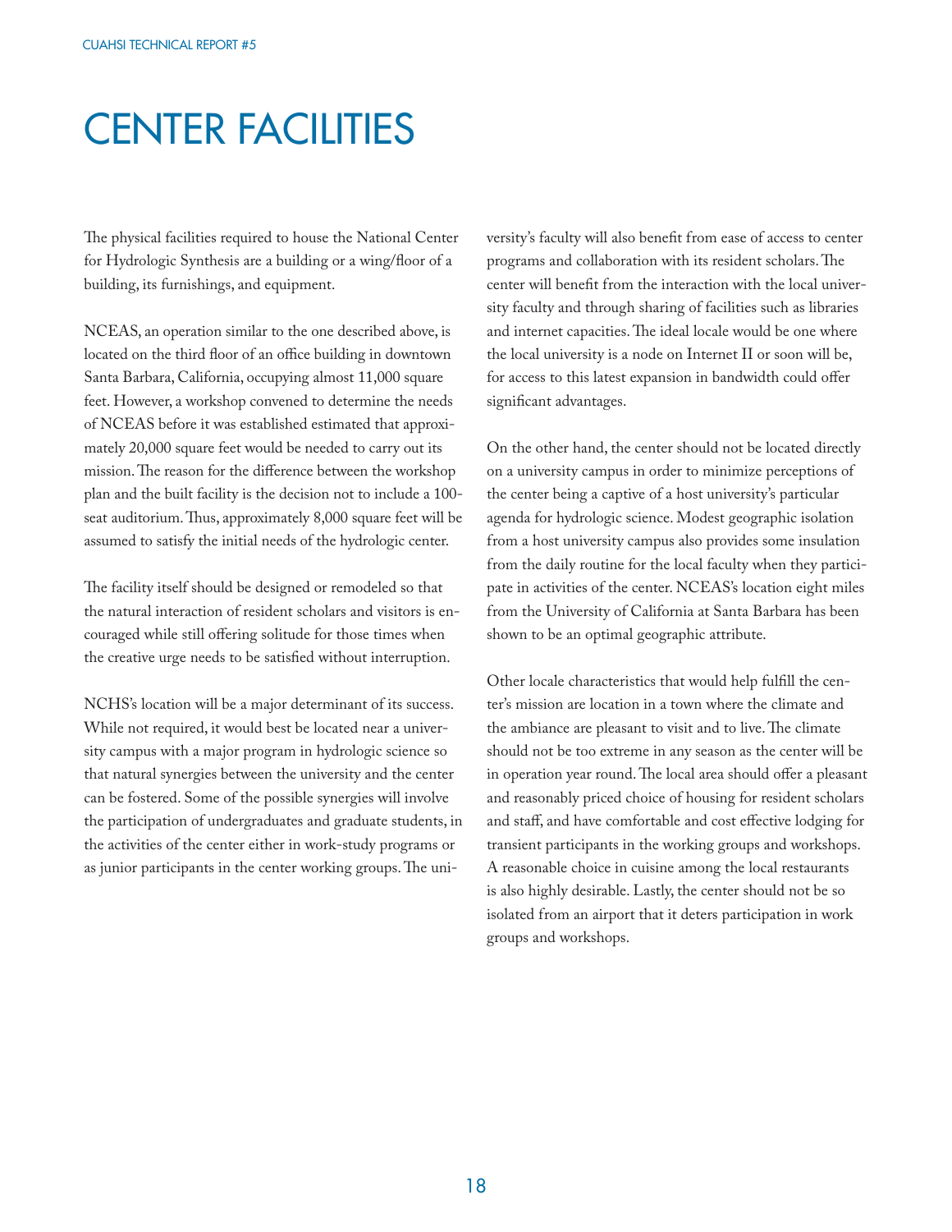# CENTER FACILITIES

The physical facilities required to house the National Center for Hydrologic Synthesis are a building or a wing/floor of a building, its furnishings, and equipment.

NCEAS, an operation similar to the one described above, is located on the third floor of an office building in downtown Santa Barbara, California, occupying almost 11,000 square feet. However, a workshop convened to determine the needs of NCEAS before it was established estimated that approximately 20,000 square feet would be needed to carry out its mission. The reason for the difference between the workshop plan and the built facility is the decision not to include a 100-seat auditorium. Thus, approximately 8,000 square feet will be assumed to satisfy the initial needs of the hydrologic center.

The facility itself should be designed or remodeled so that the natural interaction of resident scholars and visitors is encouraged while still offering solitude for those times when the creative urge needs to be satisfied without interruption.

NCHS's location will be a major determinant of its success. While not required, it would best be located near a university campus with a major program in hydrologic science so that natural synergies between the university and the center can be fostered. Some of the possible synergies will involve the participation of undergraduates and graduate students, in the activities of the center either in work-study programs or as junior participants in the center working groups. The university's faculty will also benefit from ease of access to center programs and collaboration with its resident scholars. The center will benefit from the interaction with the local university faculty and through sharing of facilities such as libraries and internet capacities. The ideal locale would be one where the local university is a node on Internet II or soon will be, for access to this latest expansion in bandwidth could offer significant advantages.

On the other hand, the center should not be located directly on a university campus in order to minimize perceptions of the center being a captive of a host university's particular agenda for hydrologic science. Modest geographic isolation from a host university campus also provides some insulation from the daily routine for the local faculty when they participate in activities of the center. NCEAS's location eight miles from the University of California at Santa Barbara has been shown to be an optimal geographic attribute.

Other locale characteristics that would help fulfill the center's mission are location in a town where the climate and the ambiance are pleasant to visit and to live. The climate should not be too extreme in any season as the center will be in operation year round. The local area should offer a pleasant and reasonably priced choice of housing for resident scholars and staff, and have comfortable and cost effective lodging for transient participants in the working groups and workshops. A reasonable choice in cuisine among the local restaurants is also highly desirable. Lastly, the center should not be so isolated from an airport that it deters participation in work groups and workshops.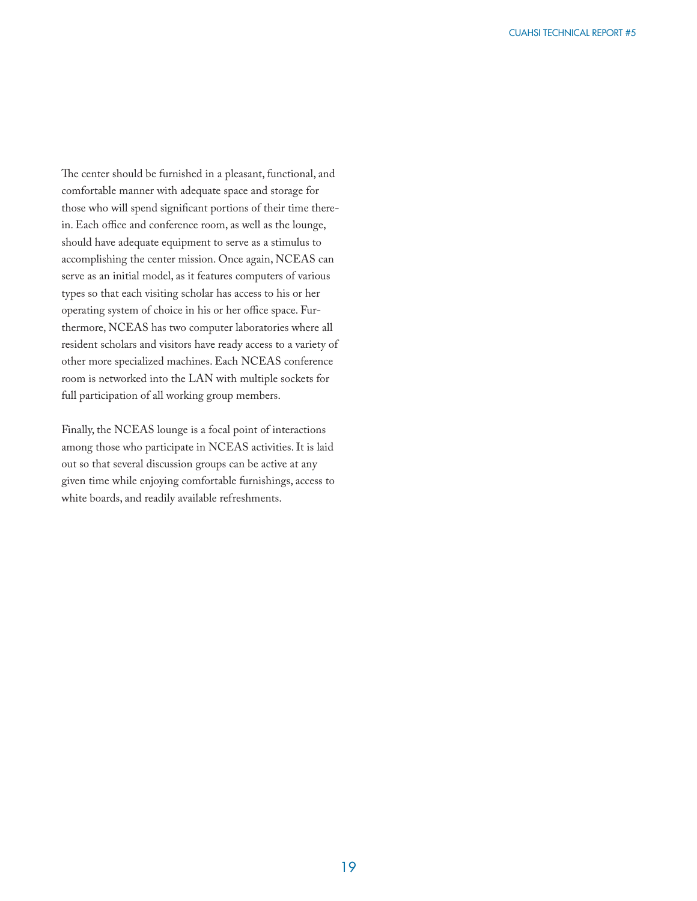The center should be furnished in a pleasant, functional, and comfortable manner with adequate space and storage for those who will spend significant portions of their time therein. Each office and conference room, as well as the lounge, should have adequate equipment to serve as a stimulus to accomplishing the center mission. Once again, NCEAS can serve as an initial model, as it features computers of various types so that each visiting scholar has access to his or her operating system of choice in his or her office space. Furthermore, NCEAS has two computer laboratories where all resident scholars and visitors have ready access to a variety of other more specialized machines. Each NCEAS conference room is networked into the LAN with multiple sockets for full participation of all working group members.

Finally, the NCEAS lounge is a focal point of interactions among those who participate in NCEAS activities. It is laid out so that several discussion groups can be active at any given time while enjoying comfortable furnishings, access to white boards, and readily available refreshments.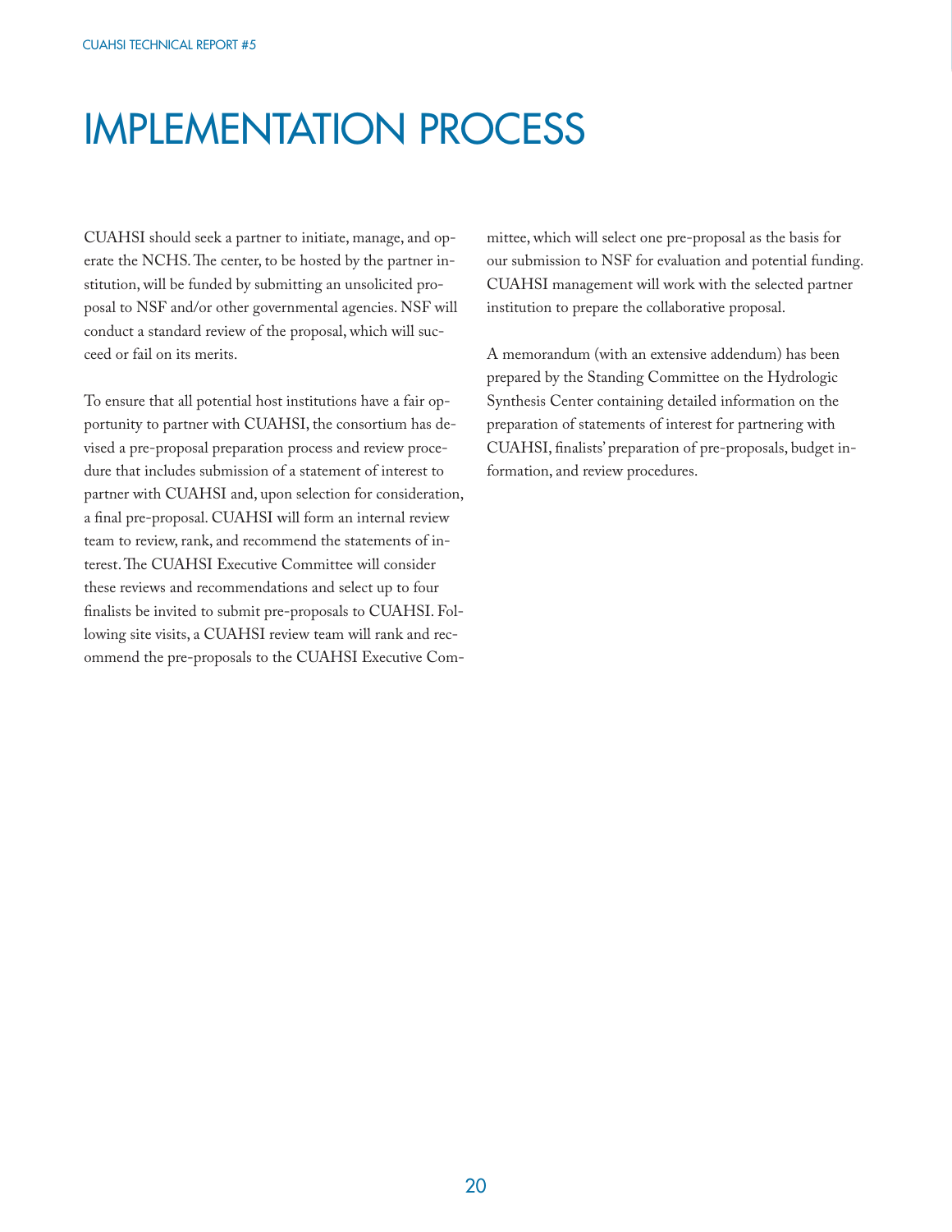# IMPLEMENTATION PROCESS

CUAHSI should seek a partner to initiate, manage, and operate the NCHS. The center, to be hosted by the partner institution, will be funded by submitting an unsolicited proposal to NSF and/or other governmental agencies. NSF will conduct a standard review of the proposal, which will succeed or fail on its merits.

To ensure that all potential host institutions have a fair opportunity to partner with CUAHSI, the consortium has devised a pre-proposal preparation process and review procedure that includes submission of a statement of interest to partner with CUAHSI and, upon selection for consideration, a final pre-proposal. CUAHSI will form an internal review team to review, rank, and recommend the statements of interest. The CUAHSI Executive Committee will consider these reviews and recommendations and select up to four finalists be invited to submit pre-proposals to CUAHSI. Following site visits, a CUAHSI review team will rank and recommend the pre-proposals to the CUAHSI Executive Committee, which will select one pre-proposal as the basis for our submission to NSF for evaluation and potential funding. CUAHSI management will work with the selected partner institution to prepare the collaborative proposal.

A memorandum (with an extensive addendum) has been prepared by the Standing Committee on the Hydrologic Synthesis Center containing detailed information on the preparation of statements of interest for partnering with CUAHSI, finalists' preparation of pre-proposals, budget information, and review procedures.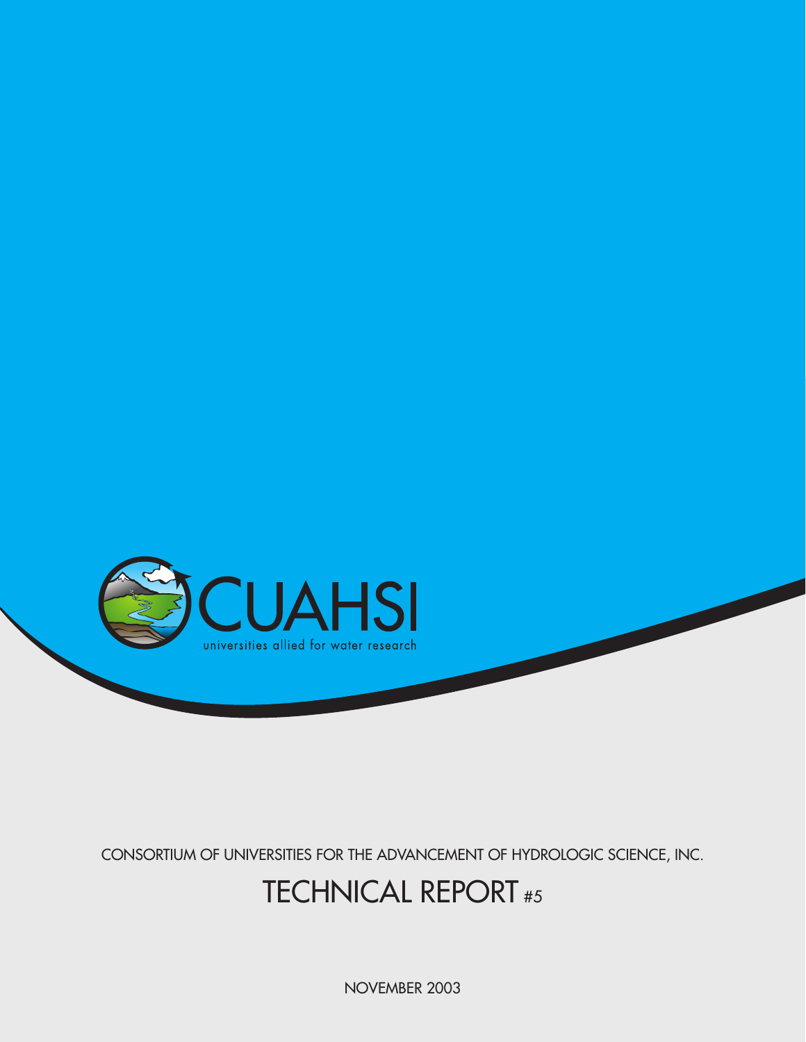CUAHSI

universities allied for water research

CONSORTIUM OF UNIVERSITIES FOR THE ADVANCEMENT OF HYDROLOGIC SCIENCE, INC.

# TECHNICAL REPORT #5

NOVEMBER 2003